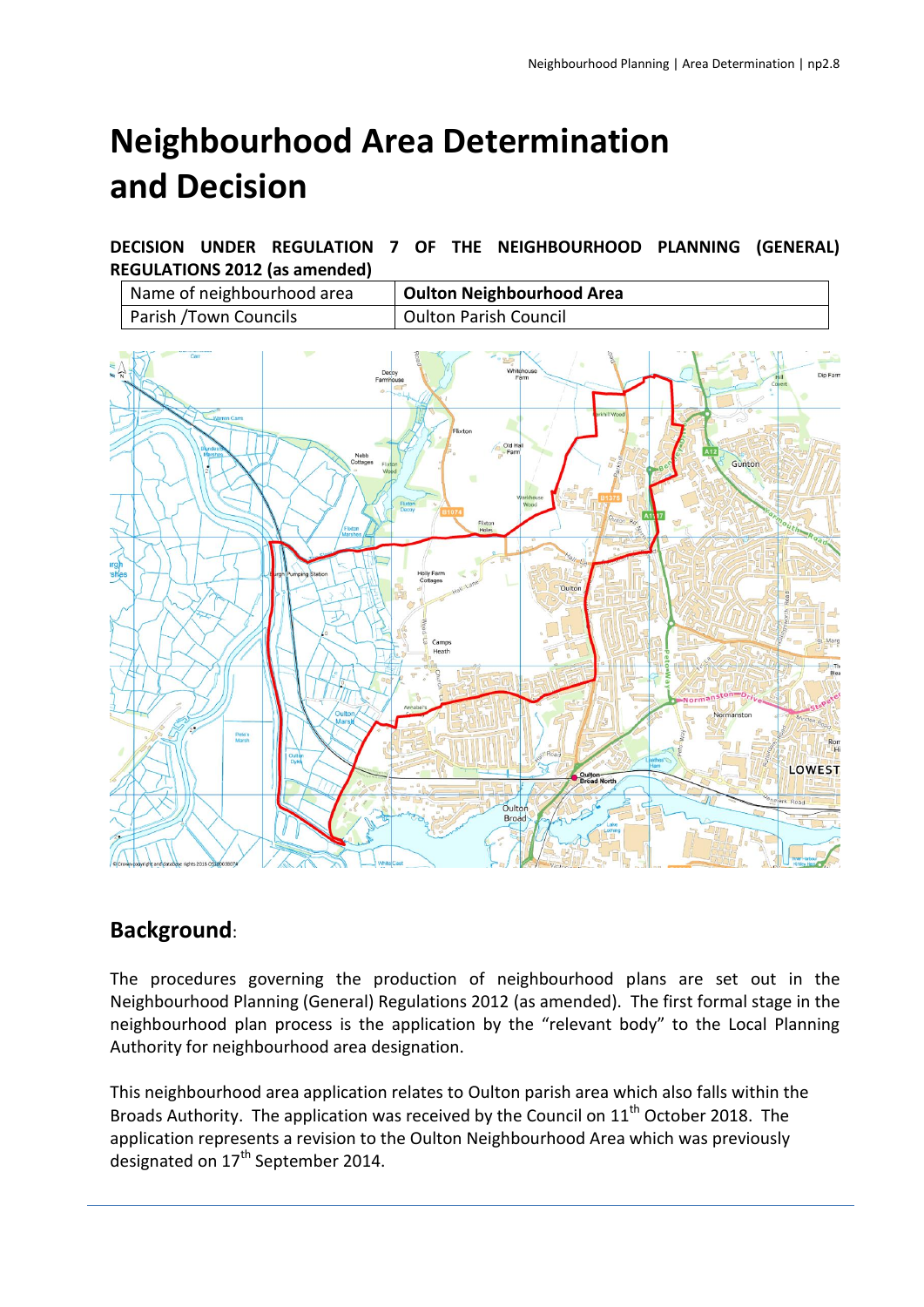# Neighbourhood Area Determination and Decision

**DECISION UNDER REGULATION 7 OF THE NEIGHBOURHOOD PLANNING (GENERAL) REGULATIONS 2012 (as amended)**

| Name of neighbourhood area | **Oulton Neighbourhood Area** |
|---|---|
| Parish /Town Councils | Oulton Parish Council |

## Background:

The procedures governing the production of neighbourhood plans are set out in the Neighbourhood Planning (General) Regulations 2012 (as amended). The first formal stage in the neighbourhood plan process is the application by the "relevant body" to the Local Planning Authority for neighbourhood area designation.

This neighbourhood area application relates to Oulton parish area which also falls within the Broads Authority. The application was received by the Council on 11th October 2018. The application represents a revision to the Oulton Neighbourhood Area which was previously designated on 17th September 2014.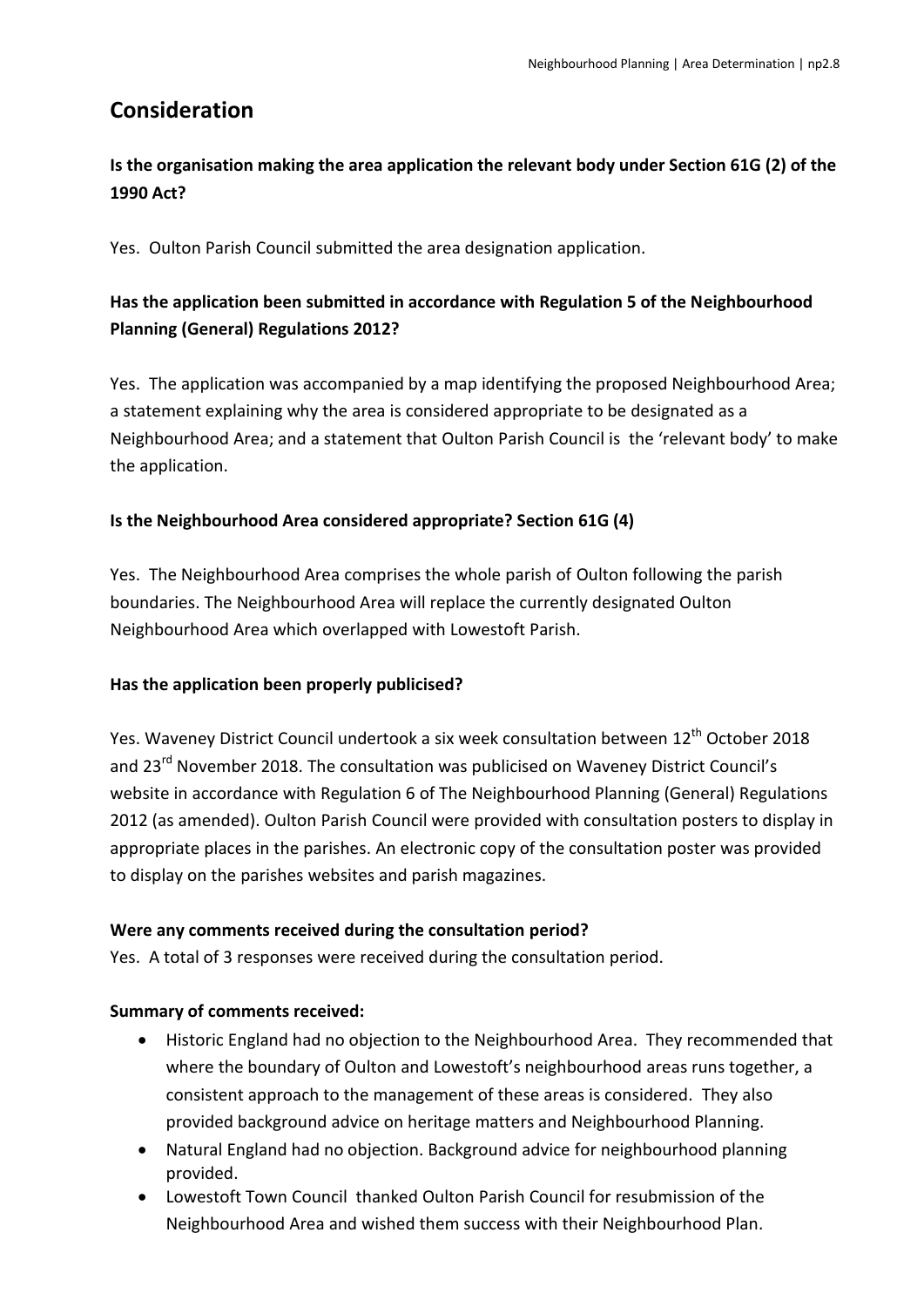## Consideration

**Is the organisation making the area application the relevant body under Section 61G (2) of the 1990 Act?**

Yes. Oulton Parish Council submitted the area designation application.

**Has the application been submitted in accordance with Regulation 5 of the Neighbourhood Planning (General) Regulations 2012?**

Yes. The application was accompanied by a map identifying the proposed Neighbourhood Area; a statement explaining why the area is considered appropriate to be designated as a Neighbourhood Area; and a statement that Oulton Parish Council is the 'relevant body' to make the application.

**Is the Neighbourhood Area considered appropriate? Section 61G (4)**

Yes. The Neighbourhood Area comprises the whole parish of Oulton following the parish boundaries. The Neighbourhood Area will replace the currently designated Oulton Neighbourhood Area which overlapped with Lowestoft Parish.

**Has the application been properly publicised?**

Yes. Waveney District Council undertook a six week consultation between 12th October 2018 and 23rd November 2018. The consultation was publicised on Waveney District Council's website in accordance with Regulation 6 of The Neighbourhood Planning (General) Regulations 2012 (as amended). Oulton Parish Council were provided with consultation posters to display in appropriate places in the parishes. An electronic copy of the consultation poster was provided to display on the parishes websites and parish magazines.

**Were any comments received during the consultation period?**

Yes. A total of 3 responses were received during the consultation period.

**Summary of comments received:**

- Historic England had no objection to the Neighbourhood Area. They recommended that where the boundary of Oulton and Lowestoft's neighbourhood areas runs together, a consistent approach to the management of these areas is considered. They also provided background advice on heritage matters and Neighbourhood Planning.
- Natural England had no objection. Background advice for neighbourhood planning provided.
- Lowestoft Town Council thanked Oulton Parish Council for resubmission of the Neighbourhood Area and wished them success with their Neighbourhood Plan.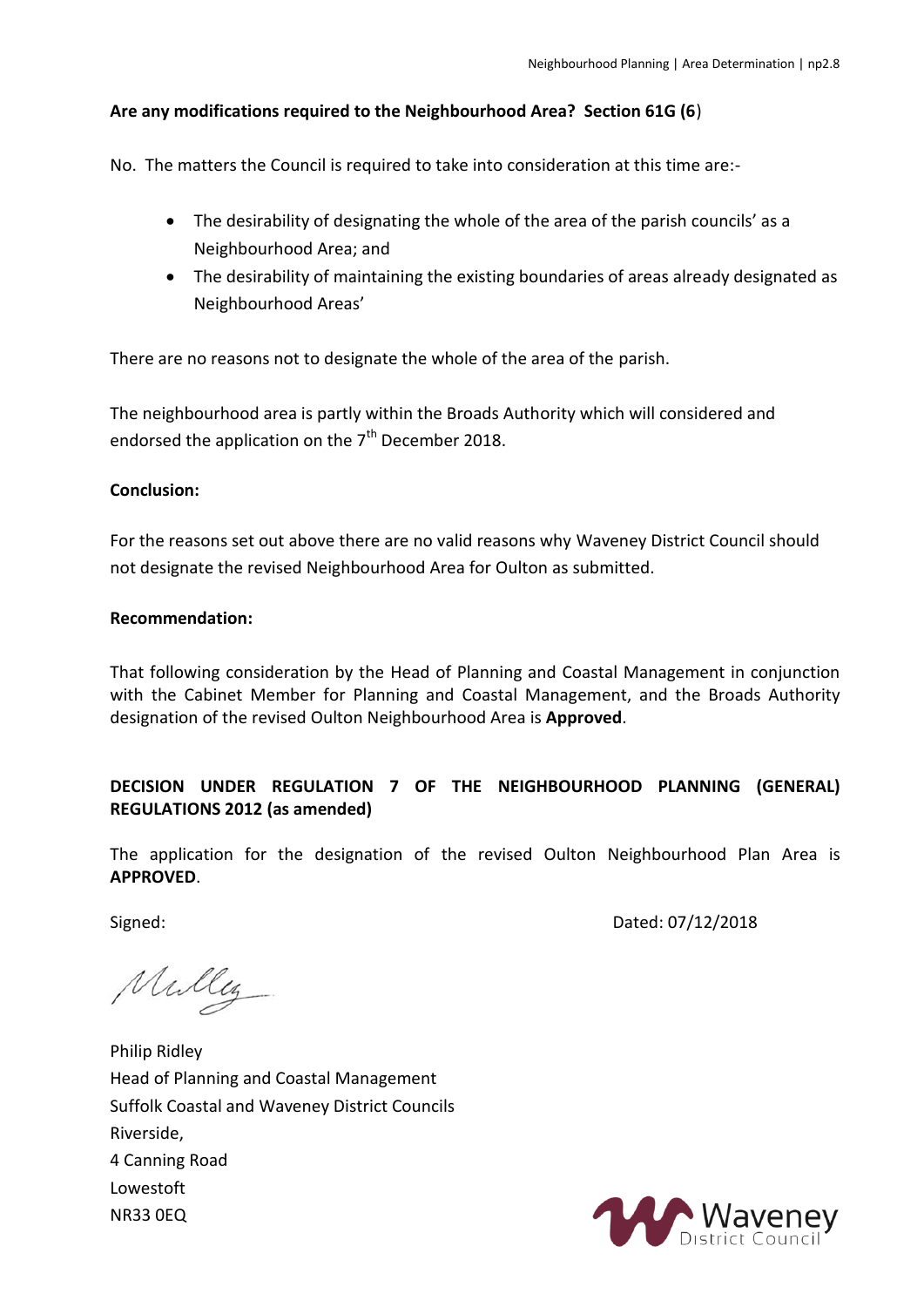**Are any modifications required to the Neighbourhood Area? Section 61G (6)**

No. The matters the Council is required to take into consideration at this time are:-

- The desirability of designating the whole of the area of the parish councils' as a Neighbourhood Area; and
- The desirability of maintaining the existing boundaries of areas already designated as Neighbourhood Areas'

There are no reasons not to designate the whole of the area of the parish.

The neighbourhood area is partly within the Broads Authority which will considered and endorsed the application on the 7th December 2018.

**Conclusion:**

For the reasons set out above there are no valid reasons why Waveney District Council should not designate the revised Neighbourhood Area for Oulton as submitted.

**Recommendation:**

That following consideration by the Head of Planning and Coastal Management in conjunction with the Cabinet Member for Planning and Coastal Management, and the Broads Authority designation of the revised Oulton Neighbourhood Area is **Approved**.

**DECISION UNDER REGULATION 7 OF THE NEIGHBOURHOOD PLANNING (GENERAL) REGULATIONS 2012 (as amended)**

The application for the designation of the revised Oulton Neighbourhood Plan Area is **APPROVED**.

Signed: Dated: 07/12/2018

Philip Ridley
Head of Planning and Coastal Management
Suffolk Coastal and Waveney District Councils
Riverside,
4 Canning Road
Lowestoft
NR33 0EQ

Waveney District Council